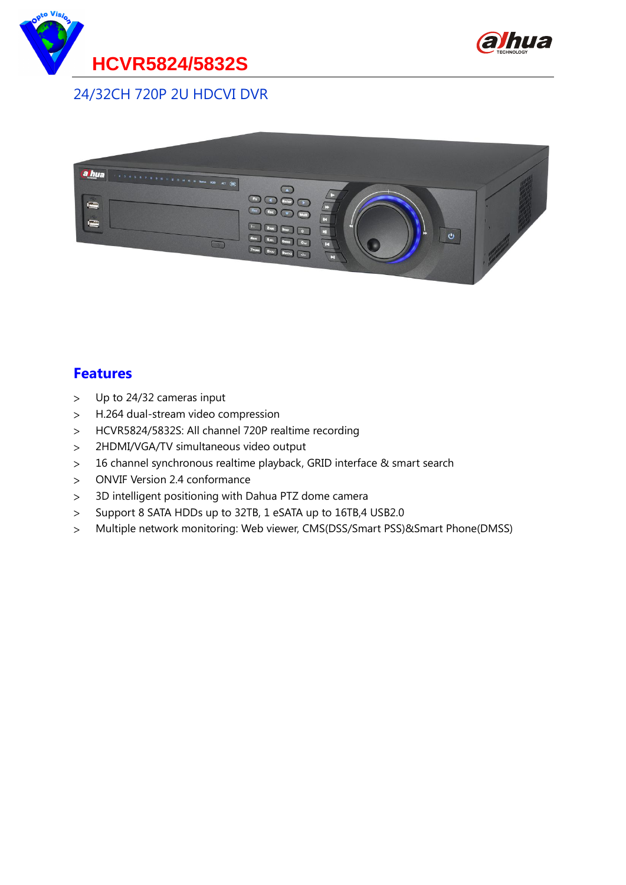# HCVR5824/5832S

## 24/32CH 720P 2U HDCVI DVR

## Features

- Up to 24/32 cameras input
- H.264 dual-stream video compression
- HCVR5824/5832S: All channel 720P realtime recording
- 2HDMI/VGA/TV simultaneous video output
- 16 channel synchronous realtime playback, GRID interface & smart search
- ONVIF Version 2.4 conformance
- 3D intelligent positioning with Dahua PTZ dome camera
- Support 8 SATA HDDs up to 32TB, 1 eSATA up to 16TB,4 USB2.0
- Multiple network monitoring: Web viewer, CMS(DSS/Smart PSS)&Smart Phone(DMSS)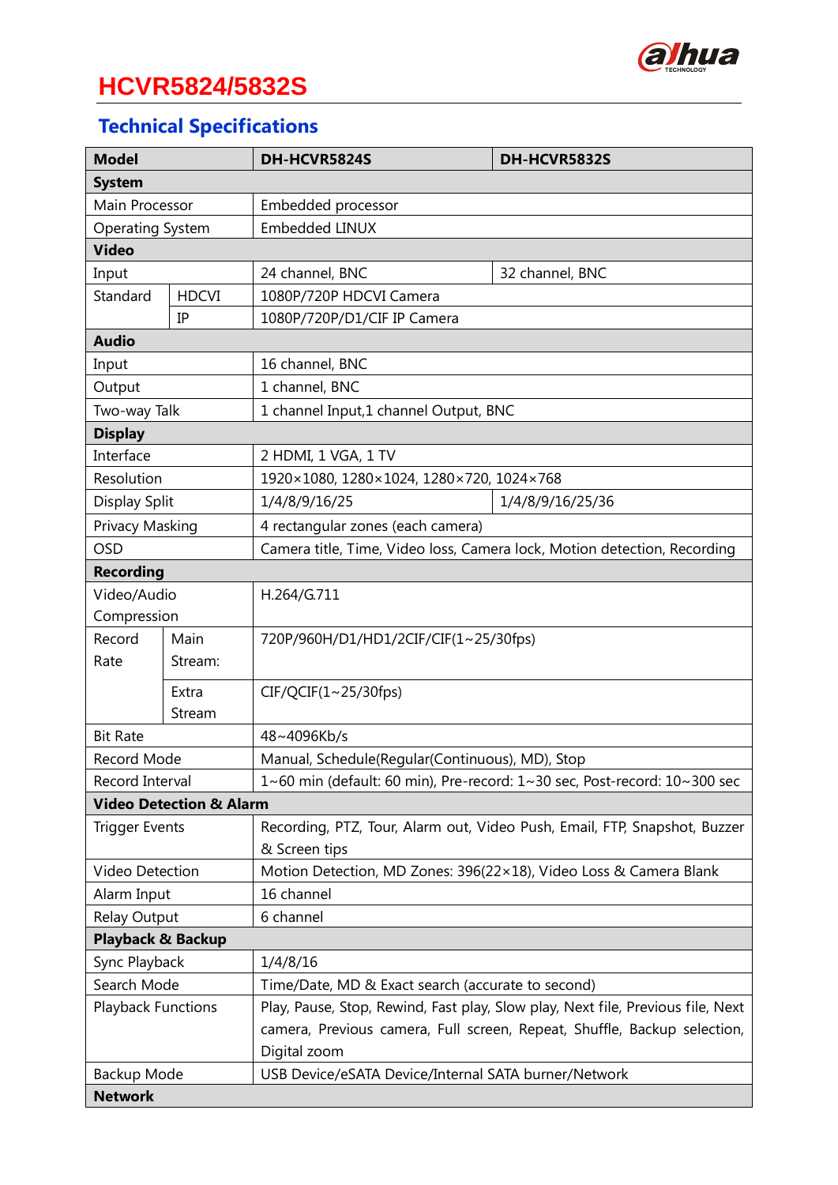# HCVR5824/5832S

## Technical Specifications

| Model | | DH-HCVR5824S | DH-HCVR5832S |
|---|---|---|---|
| **System** | | | |
| Main Processor | | Embedded processor | |
| Operating System | | Embedded LINUX | |
| **Video** | | | |
| Input | | 24 channel, BNC | 32 channel, BNC |
| Standard | HDCVI | 1080P/720P HDCVI Camera | |
| | IP | 1080P/720P/D1/CIF IP Camera | |
| **Audio** | | | |
| Input | | 16 channel, BNC | |
| Output | | 1 channel, BNC | |
| Two-way Talk | | 1 channel Input,1 channel Output, BNC | |
| **Display** | | | |
| Interface | | 2 HDMI, 1 VGA, 1 TV | |
| Resolution | | 1920×1080, 1280×1024, 1280×720, 1024×768 | |
| Display Split | | 1/4/8/9/16/25 | 1/4/8/9/16/25/36 |
| Privacy Masking | | 4 rectangular zones (each camera) | |
| OSD | | Camera title, Time, Video loss, Camera lock, Motion detection, Recording | |
| **Recording** | | | |
| Video/Audio Compression | | H.264/G.711 | |
| Record Rate | Main Stream: | 720P/960H/D1/HD1/2CIF/CIF(1~25/30fps) | |
| | Extra Stream | CIF/QCIF(1~25/30fps) | |
| Bit Rate | | 48~4096Kb/s | |
| Record Mode | | Manual, Schedule(Regular(Continuous), MD), Stop | |
| Record Interval | | 1~60 min (default: 60 min), Pre-record: 1~30 sec, Post-record: 10~300 sec | |
| **Video Detection & Alarm** | | | |
| Trigger Events | | Recording, PTZ, Tour, Alarm out, Video Push, Email, FTP, Snapshot, Buzzer & Screen tips | |
| Video Detection | | Motion Detection, MD Zones: 396(22×18), Video Loss & Camera Blank | |
| Alarm Input | | 16 channel | |
| Relay Output | | 6 channel | |
| **Playback & Backup** | | | |
| Sync Playback | | 1/4/8/16 | |
| Search Mode | | Time/Date, MD & Exact search (accurate to second) | |
| Playback Functions | | Play, Pause, Stop, Rewind, Fast play, Slow play, Next file, Previous file, Next camera, Previous camera, Full screen, Repeat, Shuffle, Backup selection, Digital zoom | |
| Backup Mode | | USB Device/eSATA Device/Internal SATA burner/Network | |
| **Network** | | | |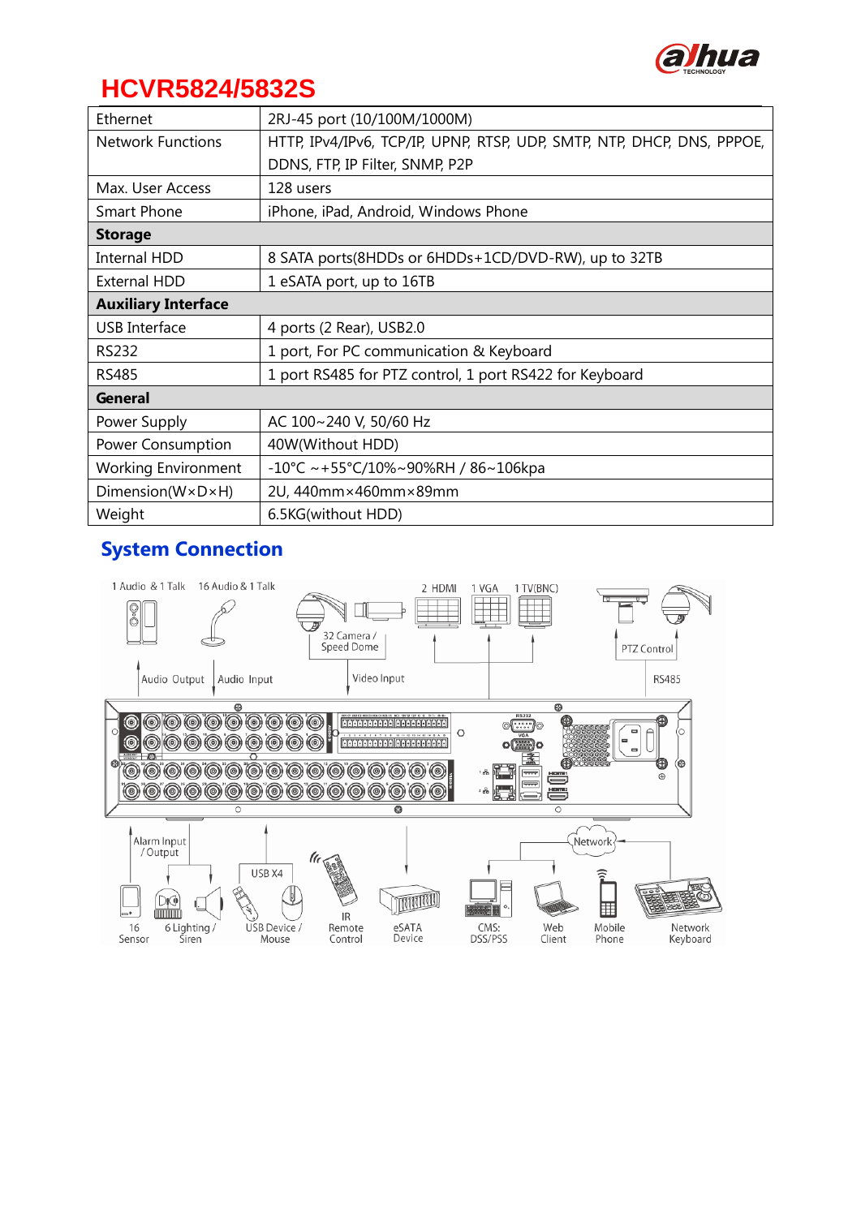| | |
|---|---|
| Ethernet | 2RJ-45 port (10/100M/1000M) |
| Network Functions | HTTP, IPv4/IPv6, TCP/IP, UPNP, RTSP, UDP, SMTP, NTP, DHCP, DNS, PPPOE, DDNS, FTP, IP Filter, SNMP, P2P |
| Max. User Access | 128 users |
| Smart Phone | iPhone, iPad, Android, Windows Phone |
| **Storage** | |
| Internal HDD | 8 SATA ports(8HDDs or 6HDDs+1CD/DVD-RW), up to 32TB |
| External HDD | 1 eSATA port, up to 16TB |
| **Auxiliary Interface** | |
| USB Interface | 4 ports (2 Rear), USB2.0 |
| RS232 | 1 port, For PC communication & Keyboard |
| RS485 | 1 port RS485 for PTZ control, 1 port RS422 for Keyboard |
| **General** | |
| Power Supply | AC 100~240 V, 50/60 Hz |
| Power Consumption | 40W(Without HDD) |
| Working Environment | -10°C ~+55°C/10%~90%RH / 86~106kpa |
| Dimension(W×D×H) | 2U, 440mm×460mm×89mm |
| Weight | 6.5KG(without HDD) |

## System Connection

1 Audio & 1 Talk
16 Audio & 1 Talk
32 Camera / Speed Dome
2 HDMI
1 VGA
1 TV(BNC)
PTZ Control
Audio Output
Audio Input
Video Input
RS485
Alarm Input / Output
USB X4
Network
16 Sensor
6 Lighting / Siren
USB Device / Mouse
IR Remote Control
eSATA Device
CMS: DSS/PSS
Web Client
Mobile Phone
Network Keyboard